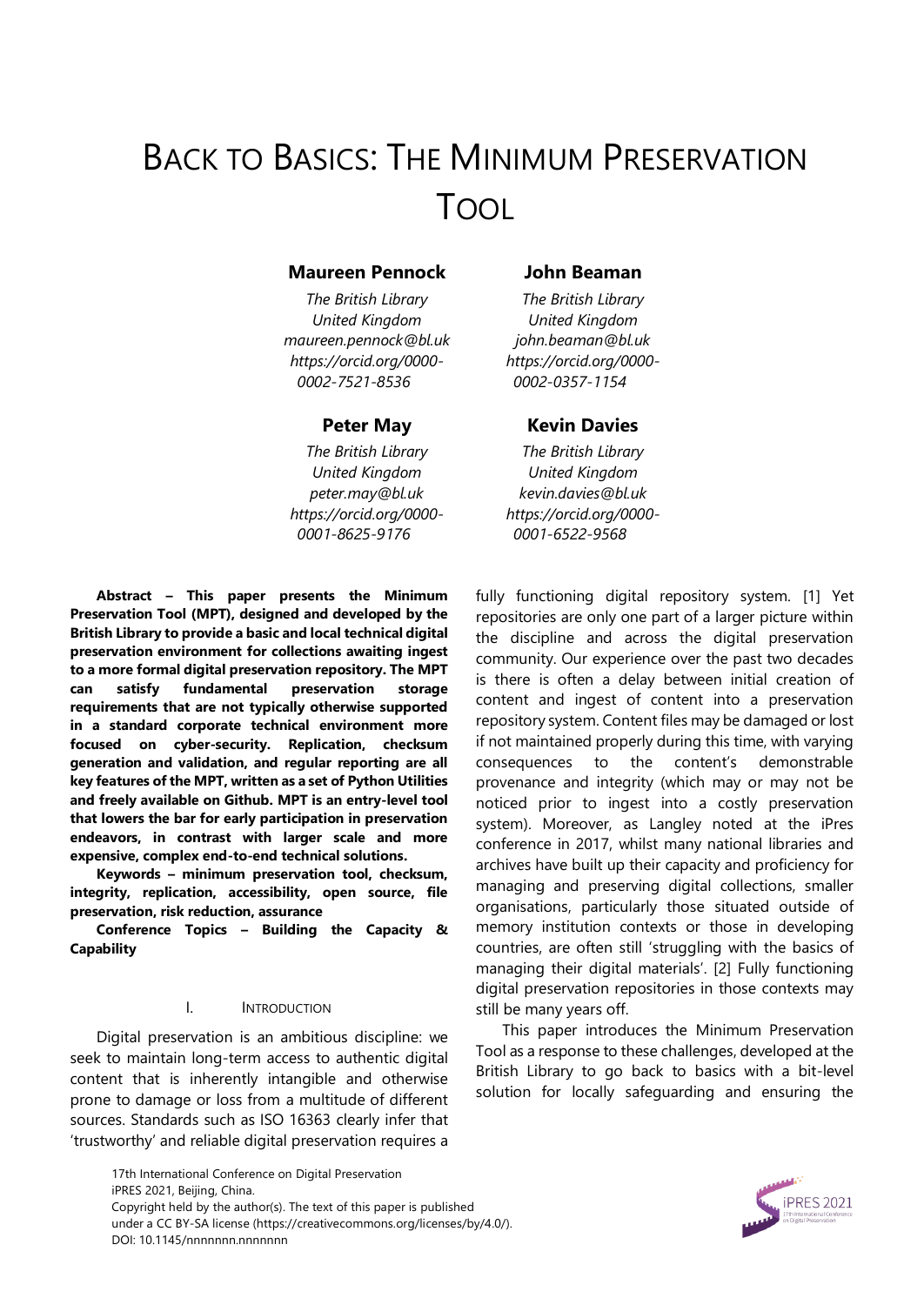# Back to Basics: The Minimum Preservation Tool

**Maureen Pennock**
*The British Library*
*United Kingdom*
*maureen.pennock@bl.uk*
*https://orcid.org/0000-0002-7521-8536*

**John Beaman**
*The British Library*
*United Kingdom*
*john.beaman@bl.uk*
*https://orcid.org/0000-0002-0357-1154*

**Peter May**
*The British Library*
*United Kingdom*
*peter.may@bl.uk*
*https://orcid.org/0000-0001-8625-9176*

**Kevin Davies**
*The British Library*
*United Kingdom*
*kevin.davies@bl.uk*
*https://orcid.org/0000-0001-6522-9568*

**Abstract – This paper presents the Minimum Preservation Tool (MPT), designed and developed by the British Library to provide a basic and local technical digital preservation environment for collections awaiting ingest to a more formal digital preservation repository. The MPT can satisfy fundamental preservation storage requirements that are not typically otherwise supported in a standard corporate technical environment more focused on cyber-security. Replication, checksum generation and validation, and regular reporting are all key features of the MPT, written as a set of Python Utilities and freely available on Github. MPT is an entry-level tool that lowers the bar for early participation in preservation endeavors, in contrast with larger scale and more expensive, complex end-to-end technical solutions.**

**Keywords – minimum preservation tool, checksum, integrity, replication, accessibility, open source, file preservation, risk reduction, assurance**

**Conference Topics – Building the Capacity & Capability**

## I. Introduction

Digital preservation is an ambitious discipline: we seek to maintain long-term access to authentic digital content that is inherently intangible and otherwise prone to damage or loss from a multitude of different sources. Standards such as ISO 16363 clearly infer that 'trustworthy' and reliable digital preservation requires a fully functioning digital repository system. [1] Yet repositories are only one part of a larger picture within the discipline and across the digital preservation community. Our experience over the past two decades is there is often a delay between initial creation of content and ingest of content into a preservation repository system. Content files may be damaged or lost if not maintained properly during this time, with varying consequences to the content's demonstrable provenance and integrity (which may or may not be noticed prior to ingest into a costly preservation system). Moreover, as Langley noted at the iPres conference in 2017, whilst many national libraries and archives have built up their capacity and proficiency for managing and preserving digital collections, smaller organisations, particularly those situated outside of memory institution contexts or those in developing countries, are often still 'struggling with the basics of managing their digital materials'. [2] Fully functioning digital preservation repositories in those contexts may still be many years off.

This paper introduces the Minimum Preservation Tool as a response to these challenges, developed at the British Library to go back to basics with a bit-level solution for locally safeguarding and ensuring the

17th International Conference on Digital Preservation
iPRES 2021, Beijing, China.
Copyright held by the author(s). The text of this paper is published under a CC BY-SA license (https://creativecommons.org/licenses/by/4.0/).
DOI: 10.1145/nnnnnnn.nnnnnnn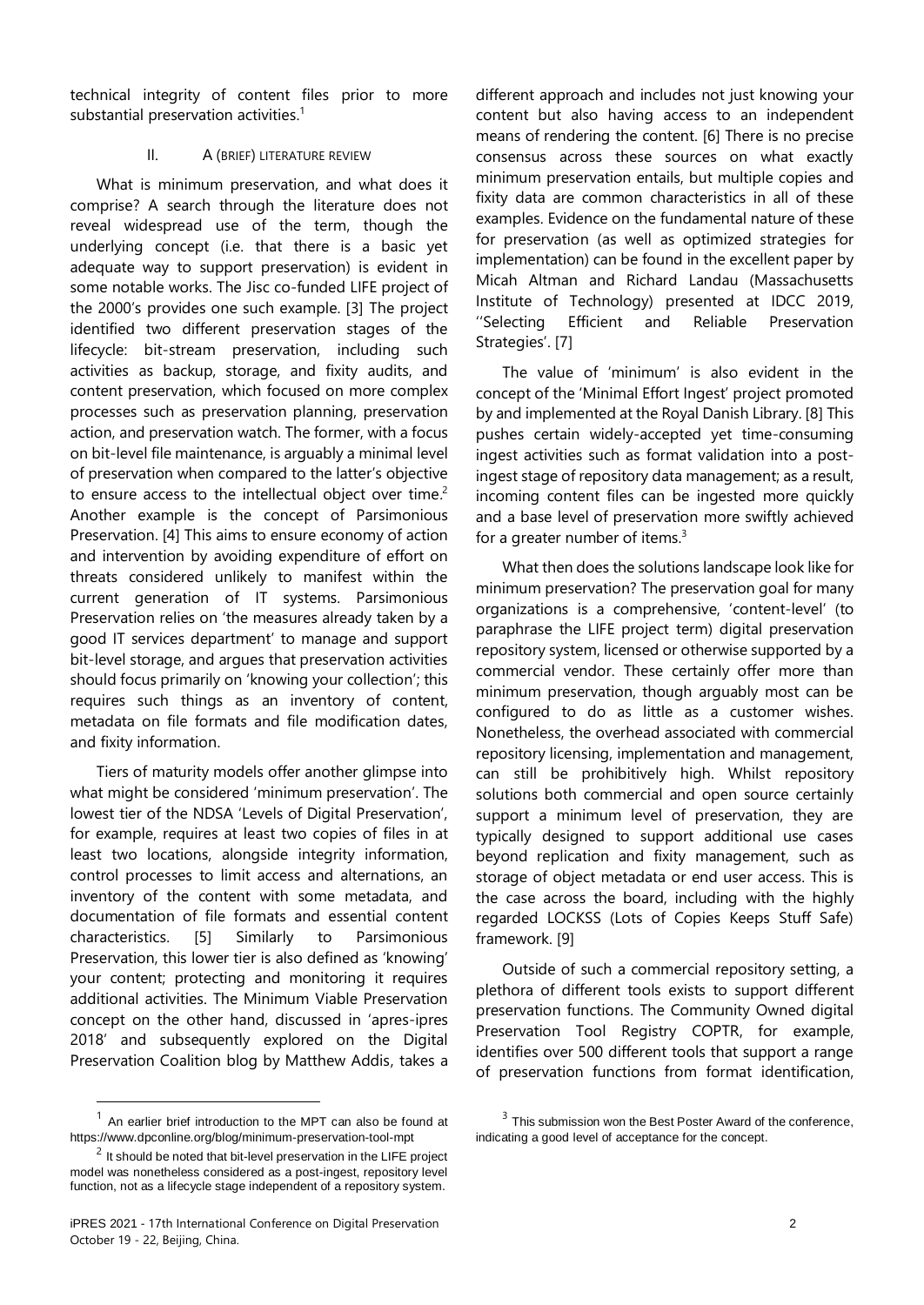technical integrity of content files prior to more substantial preservation activities.[1]

## II. A (BRIEF) LITERATURE REVIEW

What is minimum preservation, and what does it comprise? A search through the literature does not reveal widespread use of the term, though the underlying concept (i.e. that there is a basic yet adequate way to support preservation) is evident in some notable works. The Jisc co-funded LIFE project of the 2000's provides one such example. [3] The project identified two different preservation stages of the lifecycle: bit-stream preservation, including such activities as backup, storage, and fixity audits, and content preservation, which focused on more complex processes such as preservation planning, preservation action, and preservation watch. The former, with a focus on bit-level file maintenance, is arguably a minimal level of preservation when compared to the latter's objective to ensure access to the intellectual object over time.[2] Another example is the concept of Parsimonious Preservation. [4] This aims to ensure economy of action and intervention by avoiding expenditure of effort on threats considered unlikely to manifest within the current generation of IT systems. Parsimonious Preservation relies on 'the measures already taken by a good IT services department' to manage and support bit-level storage, and argues that preservation activities should focus primarily on 'knowing your collection'; this requires such things as an inventory of content, metadata on file formats and file modification dates, and fixity information.

Tiers of maturity models offer another glimpse into what might be considered 'minimum preservation'. The lowest tier of the NDSA 'Levels of Digital Preservation', for example, requires at least two copies of files in at least two locations, alongside integrity information, control processes to limit access and alternations, an inventory of the content with some metadata, and documentation of file formats and essential content characteristics. [5] Similarly to Parsimonious Preservation, this lower tier is also defined as 'knowing' your content; protecting and monitoring it requires additional activities. The Minimum Viable Preservation concept on the other hand, discussed in 'apres-ipres 2018' and subsequently explored on the Digital Preservation Coalition blog by Matthew Addis, takes a different approach and includes not just knowing your content but also having access to an independent means of rendering the content. [6] There is no precise consensus across these sources on what exactly minimum preservation entails, but multiple copies and fixity data are common characteristics in all of these examples. Evidence on the fundamental nature of these for preservation (as well as optimized strategies for implementation) can be found in the excellent paper by Micah Altman and Richard Landau (Massachusetts Institute of Technology) presented at IDCC 2019, ''Selecting Efficient and Reliable Preservation Strategies'. [7]

The value of 'minimum' is also evident in the concept of the 'Minimal Effort Ingest' project promoted by and implemented at the Royal Danish Library. [8] This pushes certain widely-accepted yet time-consuming ingest activities such as format validation into a post-ingest stage of repository data management; as a result, incoming content files can be ingested more quickly and a base level of preservation more swiftly achieved for a greater number of items.[3]

What then does the solutions landscape look like for minimum preservation? The preservation goal for many organizations is a comprehensive, 'content-level' (to paraphrase the LIFE project term) digital preservation repository system, licensed or otherwise supported by a commercial vendor. These certainly offer more than minimum preservation, though arguably most can be configured to do as little as a customer wishes. Nonetheless, the overhead associated with commercial repository licensing, implementation and management, can still be prohibitively high. Whilst repository solutions both commercial and open source certainly support a minimum level of preservation, they are typically designed to support additional use cases beyond replication and fixity management, such as storage of object metadata or end user access. This is the case across the board, including with the highly regarded LOCKSS (Lots of Copies Keeps Stuff Safe) framework. [9]

Outside of such a commercial repository setting, a plethora of different tools exists to support different preservation functions. The Community Owned digital Preservation Tool Registry COPTR, for example, identifies over 500 different tools that support a range of preservation functions from format identification,

---

[1] An earlier brief introduction to the MPT can also be found at https://www.dpconline.org/blog/minimum-preservation-tool-mpt

[2] It should be noted that bit-level preservation in the LIFE project model was nonetheless considered as a post-ingest, repository level function, not as a lifecycle stage independent of a repository system.

[3] This submission won the Best Poster Award of the conference, indicating a good level of acceptance for the concept.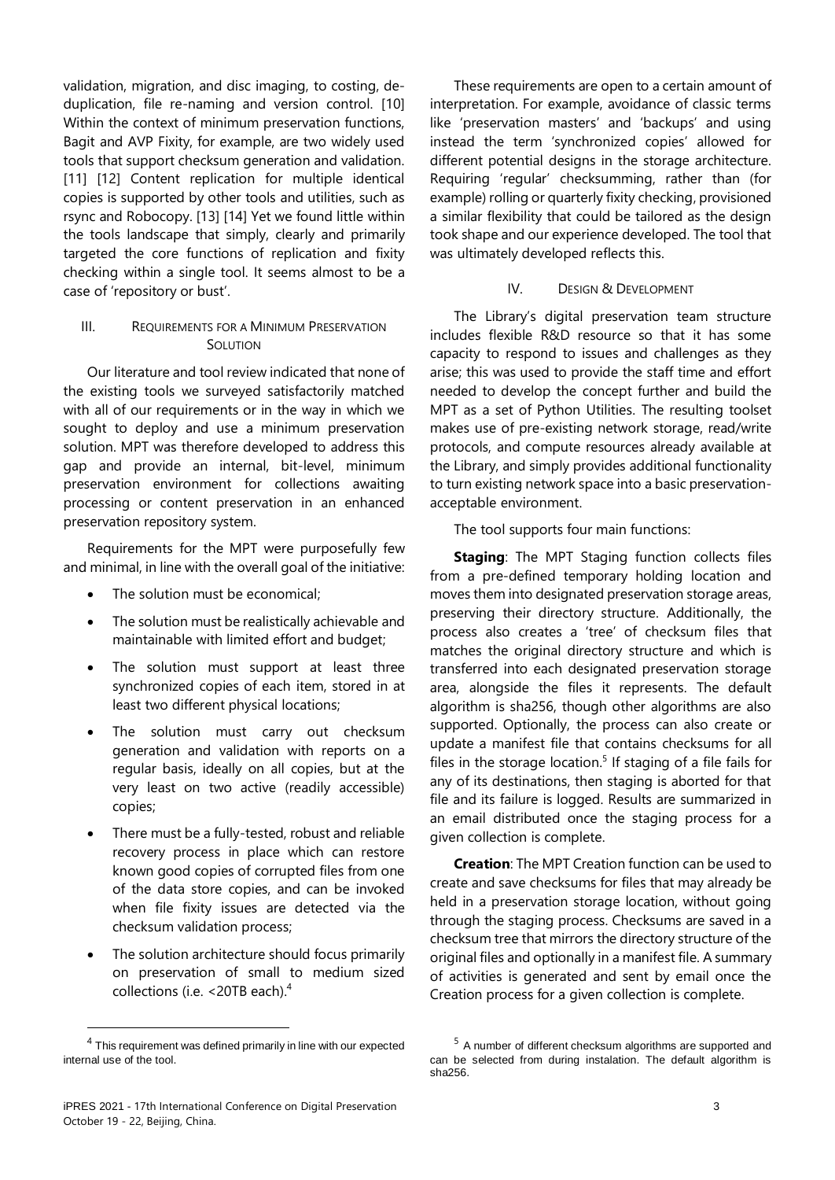validation, migration, and disc imaging, to costing, de-duplication, file re-naming and version control. [10] Within the context of minimum preservation functions, Bagit and AVP Fixity, for example, are two widely used tools that support checksum generation and validation. [11] [12] Content replication for multiple identical copies is supported by other tools and utilities, such as rsync and Robocopy. [13] [14] Yet we found little within the tools landscape that simply, clearly and primarily targeted the core functions of replication and fixity checking within a single tool. It seems almost to be a case of 'repository or bust'.

## III. Requirements for a Minimum Preservation Solution

Our literature and tool review indicated that none of the existing tools we surveyed satisfactorily matched with all of our requirements or in the way in which we sought to deploy and use a minimum preservation solution. MPT was therefore developed to address this gap and provide an internal, bit-level, minimum preservation environment for collections awaiting processing or content preservation in an enhanced preservation repository system.

Requirements for the MPT were purposefully few and minimal, in line with the overall goal of the initiative:

- The solution must be economical;
- The solution must be realistically achievable and maintainable with limited effort and budget;
- The solution must support at least three synchronized copies of each item, stored in at least two different physical locations;
- The solution must carry out checksum generation and validation with reports on a regular basis, ideally on all copies, but at the very least on two active (readily accessible) copies;
- There must be a fully-tested, robust and reliable recovery process in place which can restore known good copies of corrupted files from one of the data store copies, and can be invoked when file fixity issues are detected via the checksum validation process;
- The solution architecture should focus primarily on preservation of small to medium sized collections (i.e. <20TB each).[4]

These requirements are open to a certain amount of interpretation. For example, avoidance of classic terms like 'preservation masters' and 'backups' and using instead the term 'synchronized copies' allowed for different potential designs in the storage architecture. Requiring 'regular' checksumming, rather than (for example) rolling or quarterly fixity checking, provisioned a similar flexibility that could be tailored as the design took shape and our experience developed. The tool that was ultimately developed reflects this.

## IV. Design & Development

The Library's digital preservation team structure includes flexible R&D resource so that it has some capacity to respond to issues and challenges as they arise; this was used to provide the staff time and effort needed to develop the concept further and build the MPT as a set of Python Utilities. The resulting toolset makes use of pre-existing network storage, read/write protocols, and compute resources already available at the Library, and simply provides additional functionality to turn existing network space into a basic preservation-acceptable environment.

The tool supports four main functions:

**Staging**: The MPT Staging function collects files from a pre-defined temporary holding location and moves them into designated preservation storage areas, preserving their directory structure. Additionally, the process also creates a 'tree' of checksum files that matches the original directory structure and which is transferred into each designated preservation storage area, alongside the files it represents. The default algorithm is sha256, though other algorithms are also supported. Optionally, the process can also create or update a manifest file that contains checksums for all files in the storage location.[5] If staging of a file fails for any of its destinations, then staging is aborted for that file and its failure is logged. Results are summarized in an email distributed once the staging process for a given collection is complete.

**Creation**: The MPT Creation function can be used to create and save checksums for files that may already be held in a preservation storage location, without going through the staging process. Checksums are saved in a checksum tree that mirrors the directory structure of the original files and optionally in a manifest file. A summary of activities is generated and sent by email once the Creation process for a given collection is complete.

[4] This requirement was defined primarily in line with our expected internal use of the tool.

[5] A number of different checksum algorithms are supported and can be selected from during instalation. The default algorithm is sha256.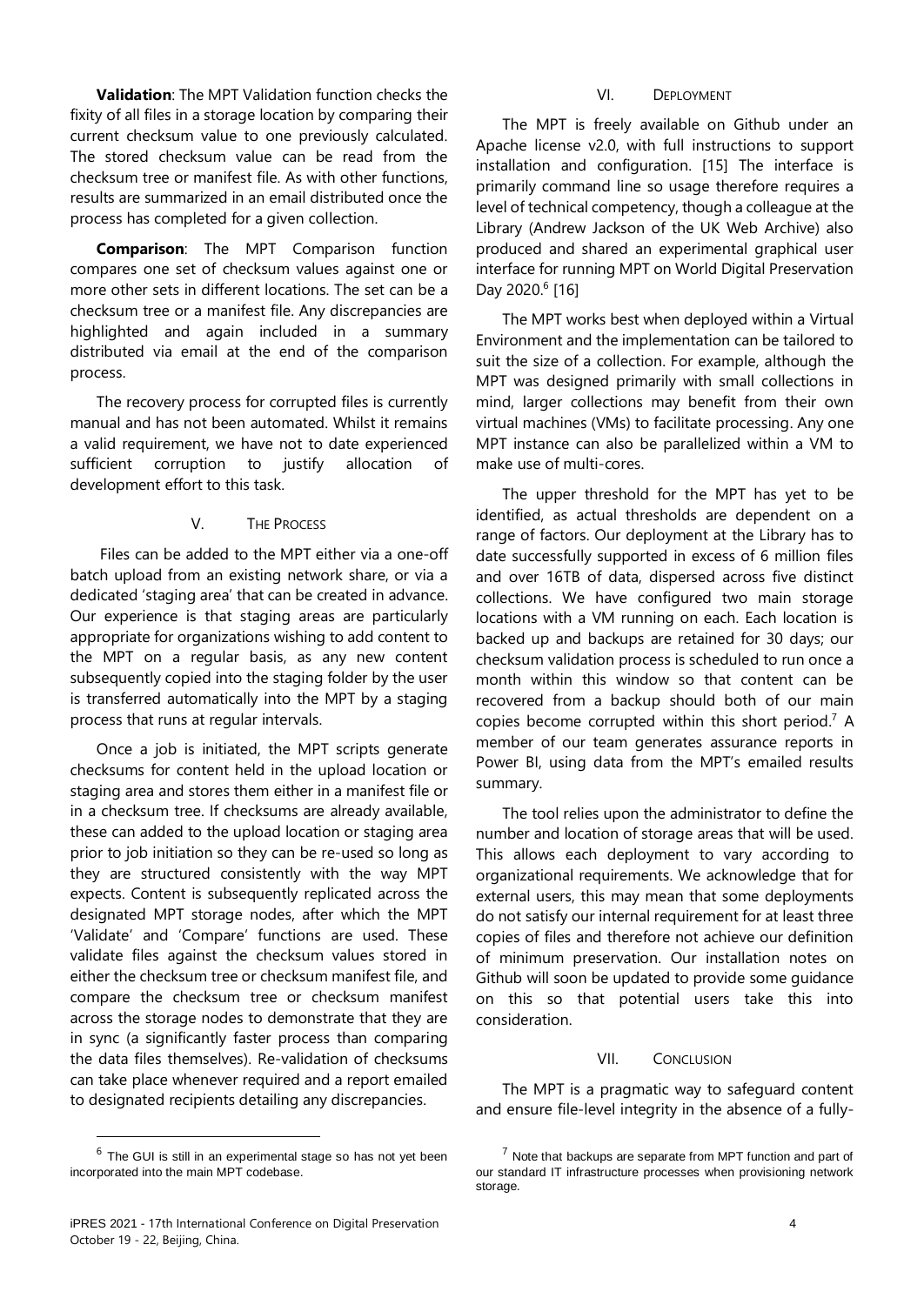**Validation**: The MPT Validation function checks the fixity of all files in a storage location by comparing their current checksum value to one previously calculated. The stored checksum value can be read from the checksum tree or manifest file. As with other functions, results are summarized in an email distributed once the process has completed for a given collection.

**Comparison**: The MPT Comparison function compares one set of checksum values against one or more other sets in different locations. The set can be a checksum tree or a manifest file. Any discrepancies are highlighted and again included in a summary distributed via email at the end of the comparison process.

The recovery process for corrupted files is currently manual and has not been automated. Whilst it remains a valid requirement, we have not to date experienced sufficient corruption to justify allocation of development effort to this task.

## V. The Process

Files can be added to the MPT either via a one-off batch upload from an existing network share, or via a dedicated 'staging area' that can be created in advance. Our experience is that staging areas are particularly appropriate for organizations wishing to add content to the MPT on a regular basis, as any new content subsequently copied into the staging folder by the user is transferred automatically into the MPT by a staging process that runs at regular intervals.

Once a job is initiated, the MPT scripts generate checksums for content held in the upload location or staging area and stores them either in a manifest file or in a checksum tree. If checksums are already available, these can added to the upload location or staging area prior to job initiation so they can be re-used so long as they are structured consistently with the way MPT expects. Content is subsequently replicated across the designated MPT storage nodes, after which the MPT 'Validate' and 'Compare' functions are used. These validate files against the checksum values stored in either the checksum tree or checksum manifest file, and compare the checksum tree or checksum manifest across the storage nodes to demonstrate that they are in sync (a significantly faster process than comparing the data files themselves). Re-validation of checksums can take place whenever required and a report emailed to designated recipients detailing any discrepancies.

## VI. Deployment

The MPT is freely available on Github under an Apache license v2.0, with full instructions to support installation and configuration. [15] The interface is primarily command line so usage therefore requires a level of technical competency, though a colleague at the Library (Andrew Jackson of the UK Web Archive) also produced and shared an experimental graphical user interface for running MPT on World Digital Preservation Day 2020.[6] [16]

The MPT works best when deployed within a Virtual Environment and the implementation can be tailored to suit the size of a collection. For example, although the MPT was designed primarily with small collections in mind, larger collections may benefit from their own virtual machines (VMs) to facilitate processing. Any one MPT instance can also be parallelized within a VM to make use of multi-cores.

The upper threshold for the MPT has yet to be identified, as actual thresholds are dependent on a range of factors. Our deployment at the Library has to date successfully supported in excess of 6 million files and over 16TB of data, dispersed across five distinct collections. We have configured two main storage locations with a VM running on each. Each location is backed up and backups are retained for 30 days; our checksum validation process is scheduled to run once a month within this window so that content can be recovered from a backup should both of our main copies become corrupted within this short period.[7] A member of our team generates assurance reports in Power BI, using data from the MPT's emailed results summary.

The tool relies upon the administrator to define the number and location of storage areas that will be used. This allows each deployment to vary according to organizational requirements. We acknowledge that for external users, this may mean that some deployments do not satisfy our internal requirement for at least three copies of files and therefore not achieve our definition of minimum preservation. Our installation notes on Github will soon be updated to provide some guidance on this so that potential users take this into consideration.

## VII. Conclusion

The MPT is a pragmatic way to safeguard content and ensure file-level integrity in the absence of a fully-

[6] The GUI is still in an experimental stage so has not yet been incorporated into the main MPT codebase.

[7] Note that backups are separate from MPT function and part of our standard IT infrastructure processes when provisioning network storage.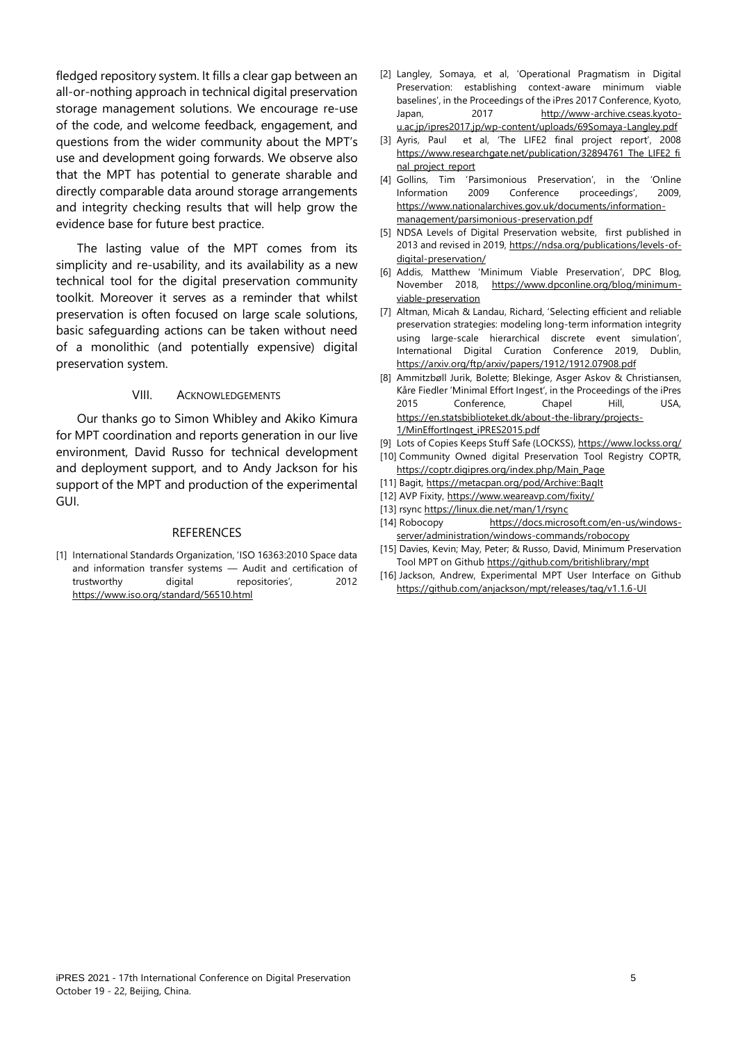fledged repository system. It fills a clear gap between an all-or-nothing approach in technical digital preservation storage management solutions. We encourage re-use of the code, and welcome feedback, engagement, and questions from the wider community about the MPT's use and development going forwards. We observe also that the MPT has potential to generate sharable and directly comparable data around storage arrangements and integrity checking results that will help grow the evidence base for future best practice.

The lasting value of the MPT comes from its simplicity and re-usability, and its availability as a new technical tool for the digital preservation community toolkit. Moreover it serves as a reminder that whilst preservation is often focused on large scale solutions, basic safeguarding actions can be taken without need of a monolithic (and potentially expensive) digital preservation system.

## VIII. Acknowledgements

Our thanks go to Simon Whibley and Akiko Kimura for MPT coordination and reports generation in our live environment, David Russo for technical development and deployment support, and to Andy Jackson for his support of the MPT and production of the experimental GUI.

## References

[1] International Standards Organization, 'ISO 16363:2010 Space data and information transfer systems — Audit and certification of trustworthy digital repositories', 2012 https://www.iso.org/standard/56510.html

[2] Langley, Somaya, et al, 'Operational Pragmatism in Digital Preservation: establishing context-aware minimum viable baselines', in the Proceedings of the iPres 2017 Conference, Kyoto, Japan, 2017 http://www-archive.cseas.kyoto-u.ac.jp/ipres2017.jp/wp-content/uploads/69Somaya-Langley.pdf

[3] Ayris, Paul et al, 'The LIFE2 final project report', 2008 https://www.researchgate.net/publication/32894761_The_LIFE2_final_project_report

[4] Gollins, Tim 'Parsimonious Preservation', in the 'Online Information 2009 Conference proceedings', 2009, https://www.nationalarchives.gov.uk/documents/information-management/parsimonious-preservation.pdf

[5] NDSA Levels of Digital Preservation website, first published in 2013 and revised in 2019, https://ndsa.org/publications/levels-of-digital-preservation/

[6] Addis, Matthew 'Minimum Viable Preservation', DPC Blog, November 2018, https://www.dpconline.org/blog/minimum-viable-preservation

[7] Altman, Micah & Landau, Richard, 'Selecting efficient and reliable preservation strategies: modeling long-term information integrity using large-scale hierarchical discrete event simulation', International Digital Curation Conference 2019, Dublin, https://arxiv.org/ftp/arxiv/papers/1912/1912.07908.pdf

[8] Ammitzbøll Jurik, Bolette; Blekinge, Asger Askov & Christiansen, Kåre Fiedler 'Minimal Effort Ingest', in the Proceedings of the iPres 2015 Conference, Chapel Hill, USA, https://en.statsbiblioteket.dk/about-the-library/projects-1/MinEffortIngest_iPRES2015.pdf

[9] Lots of Copies Keeps Stuff Safe (LOCKSS), https://www.lockss.org/

[10] Community Owned digital Preservation Tool Registry COPTR, https://coptr.digipres.org/index.php/Main_Page

[11] Bagit, https://metacpan.org/pod/Archive::BagIt

[12] AVP Fixity, https://www.weareavp.com/fixity/

[13] rsync https://linux.die.net/man/1/rsync

[14] Robocopy https://docs.microsoft.com/en-us/windows-server/administration/windows-commands/robocopy

[15] Davies, Kevin; May, Peter; & Russo, David, Minimum Preservation Tool MPT on Github https://github.com/britishlibrary/mpt

[16] Jackson, Andrew, Experimental MPT User Interface on Github https://github.com/anjackson/mpt/releases/tag/v1.1.6-UI